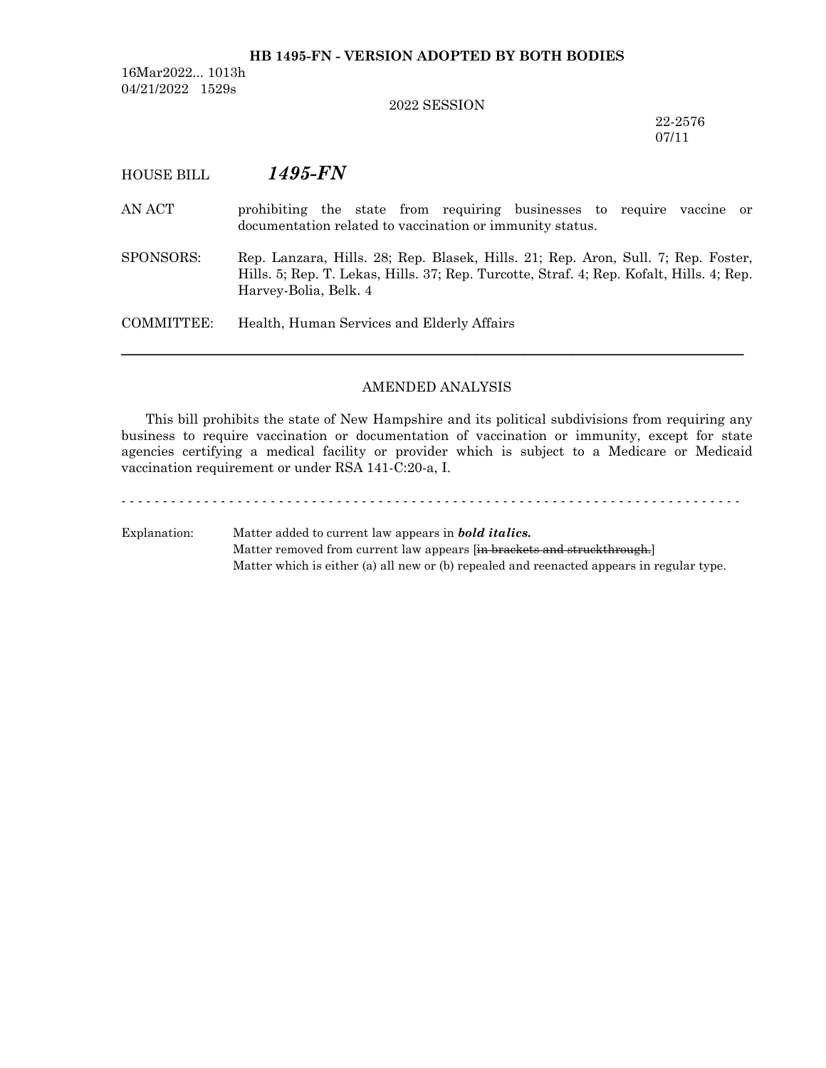**HB 1495-FN - VERSION ADOPTED BY BOTH BODIES**

16Mar2022... 1013h
04/21/2022 1529s

2022 SESSION

22-2576
07/11

HOUSE BILL ***1495-FN***

AN ACT prohibiting the state from requiring businesses to require vaccine or documentation related to vaccination or immunity status.

SPONSORS: Rep. Lanzara, Hills. 28; Rep. Blasek, Hills. 21; Rep. Aron, Sull. 7; Rep. Foster, Hills. 5; Rep. T. Lekas, Hills. 37; Rep. Turcotte, Straf. 4; Rep. Kofalt, Hills. 4; Rep. Harvey-Bolia, Belk. 4

COMMITTEE: Health, Human Services and Elderly Affairs

---

AMENDED ANALYSIS

This bill prohibits the state of New Hampshire and its political subdivisions from requiring any business to require vaccination or documentation of vaccination or immunity, except for state agencies certifying a medical facility or provider which is subject to a Medicare or Medicaid vaccination requirement or under RSA 141-C:20-a, I.

- - - - - - - - - - - - - - - - - - - - - - - - - - - - - - - - - - - - - - - - - - - - - - - - - - - - - - - - - - - - - - - - - - - - - - - - - - -

Explanation: Matter added to current law appears in ***bold italics.***
Matter removed from current law appears [~~in brackets and struckthrough.~~]
Matter which is either (a) all new or (b) repealed and reenacted appears in regular type.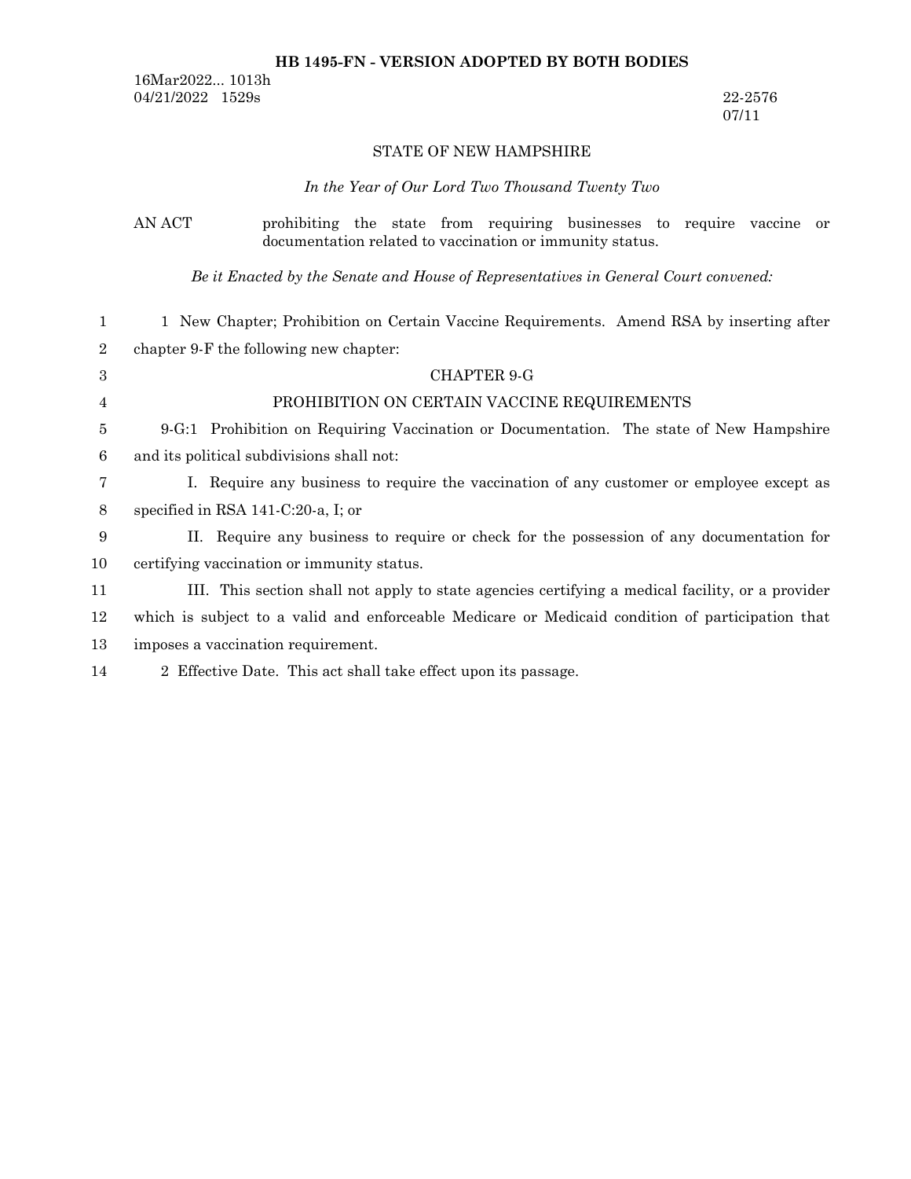**HB 1495-FN - VERSION ADOPTED BY BOTH BODIES**

16Mar2022... 1013h
04/21/2022 1529s

22-2576
07/11

STATE OF NEW HAMPSHIRE

*In the Year of Our Lord Two Thousand Twenty Two*

AN ACT prohibiting the state from requiring businesses to require vaccine or documentation related to vaccination or immunity status.

*Be it Enacted by the Senate and House of Representatives in General Court convened:*

1 New Chapter; Prohibition on Certain Vaccine Requirements. Amend RSA by inserting after chapter 9-F the following new chapter:

CHAPTER 9-G

PROHIBITION ON CERTAIN VACCINE REQUIREMENTS

9-G:1 Prohibition on Requiring Vaccination or Documentation. The state of New Hampshire and its political subdivisions shall not:

I. Require any business to require the vaccination of any customer or employee except as specified in RSA 141-C:20-a, I; or

II. Require any business to require or check for the possession of any documentation for certifying vaccination or immunity status.

III. This section shall not apply to state agencies certifying a medical facility, or a provider which is subject to a valid and enforceable Medicare or Medicaid condition of participation that imposes a vaccination requirement.

2 Effective Date. This act shall take effect upon its passage.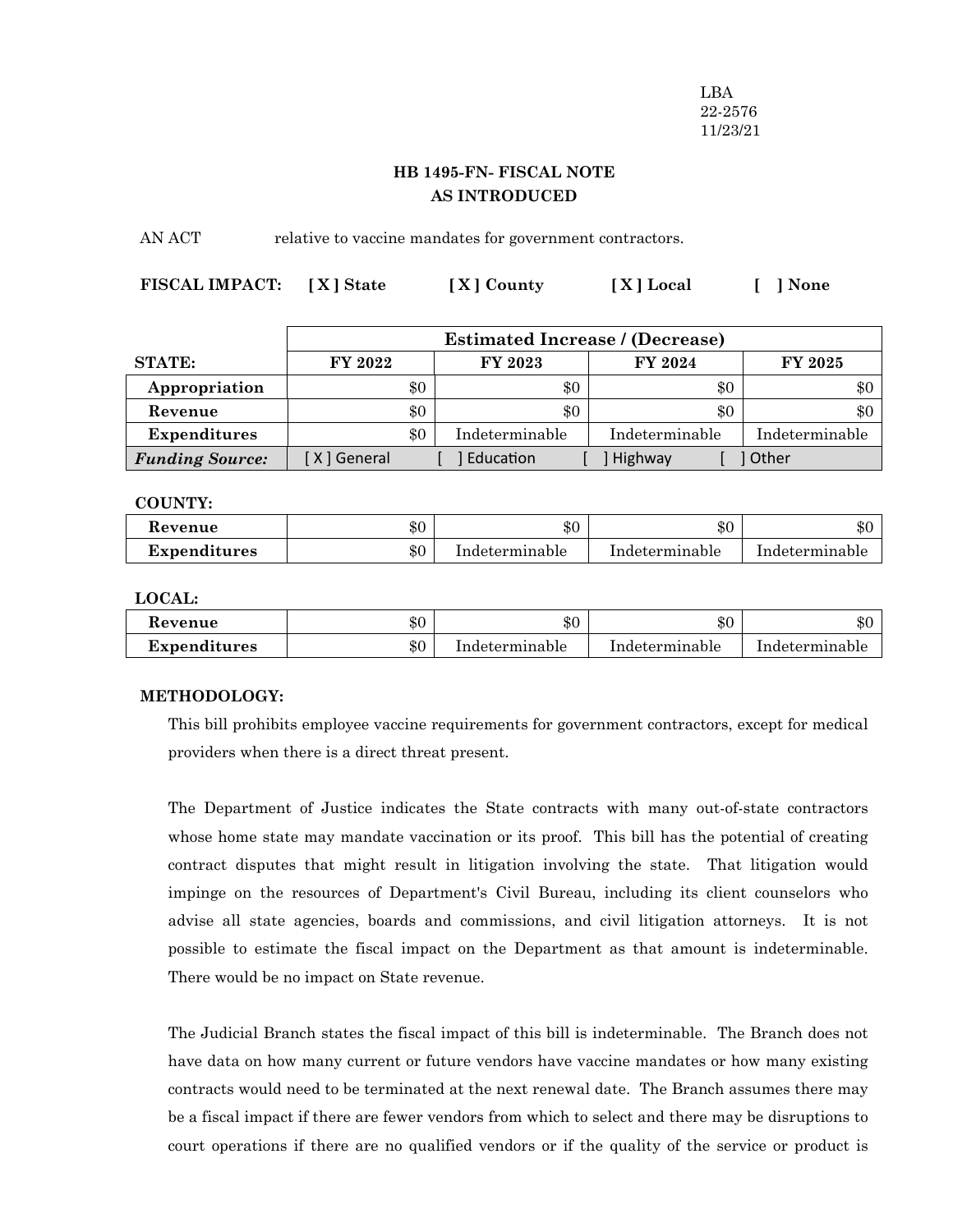LBA
22-2576
11/23/21

## HB 1495-FN- FISCAL NOTE
## AS INTRODUCED

AN ACT relative to vaccine mandates for government contractors.

**FISCAL IMPACT:** [ X ] State [ X ] County [ X ] Local [ ] None

| | Estimated Increase / (Decrease) | | | |
|---|---|---|---|---|
| **STATE:** | **FY 2022** | **FY 2023** | **FY 2024** | **FY 2025** |
| **Appropriation** | $0 | $0 | $0 | $0 |
| **Revenue** | $0 | $0 | $0 | $0 |
| **Expenditures** | $0 | Indeterminable | Indeterminable | Indeterminable |
| ***Funding Source:*** | [ X ] General | [ ] Education | [ ] Highway | [ ] Other |

**COUNTY:**

| | | | | |
|---|---|---|---|---|
| **Revenue** | $0 | $0 | $0 | $0 |
| **Expenditures** | $0 | Indeterminable | Indeterminable | Indeterminable |

**LOCAL:**

| | | | | |
|---|---|---|---|---|
| **Revenue** | $0 | $0 | $0 | $0 |
| **Expenditures** | $0 | Indeterminable | Indeterminable | Indeterminable |

**METHODOLOGY:**

This bill prohibits employee vaccine requirements for government contractors, except for medical providers when there is a direct threat present.

The Department of Justice indicates the State contracts with many out-of-state contractors whose home state may mandate vaccination or its proof. This bill has the potential of creating contract disputes that might result in litigation involving the state. That litigation would impinge on the resources of Department's Civil Bureau, including its client counselors who advise all state agencies, boards and commissions, and civil litigation attorneys. It is not possible to estimate the fiscal impact on the Department as that amount is indeterminable. There would be no impact on State revenue.

The Judicial Branch states the fiscal impact of this bill is indeterminable. The Branch does not have data on how many current or future vendors have vaccine mandates or how many existing contracts would need to be terminated at the next renewal date. The Branch assumes there may be a fiscal impact if there are fewer vendors from which to select and there may be disruptions to court operations if there are no qualified vendors or if the quality of the service or product is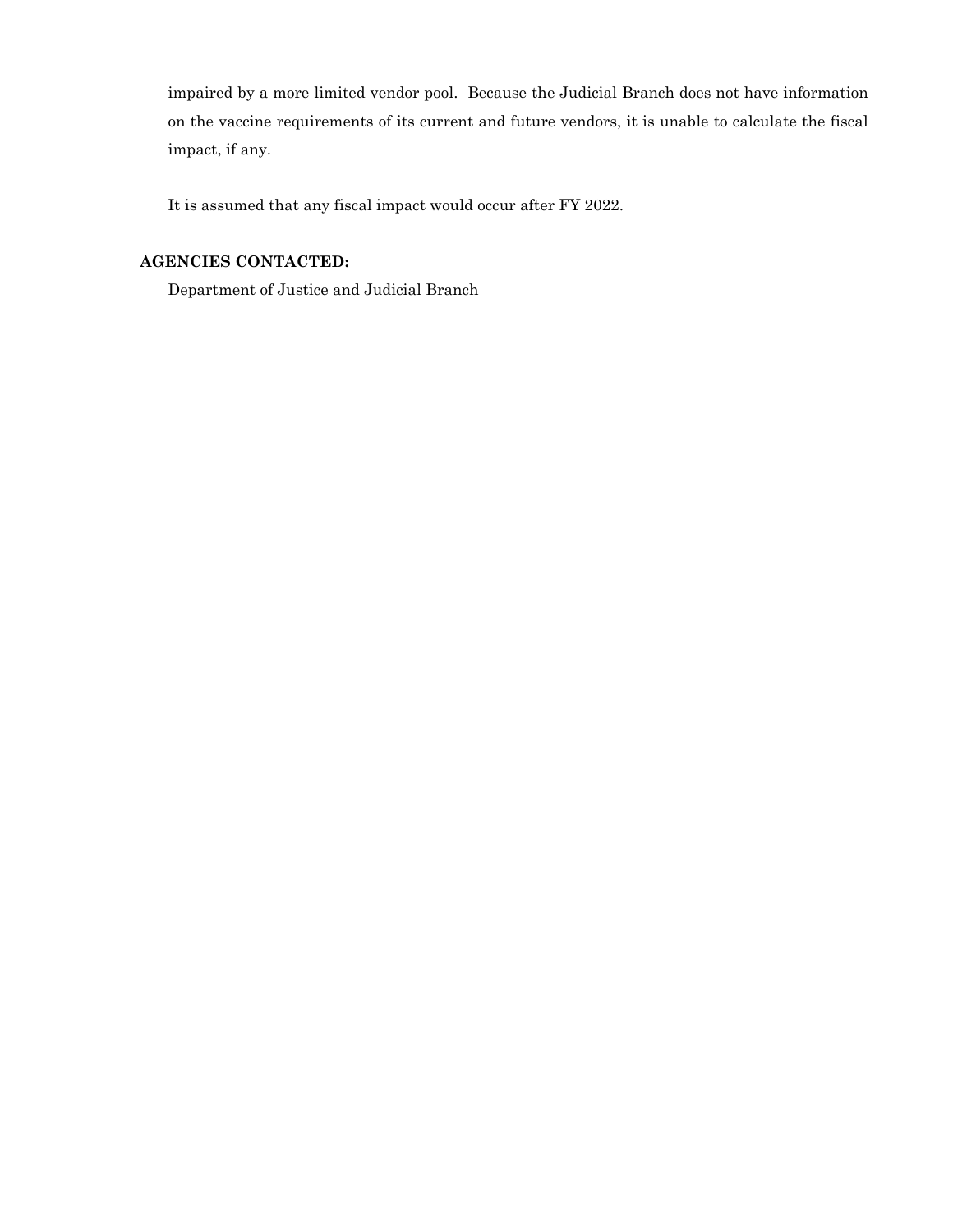impaired by a more limited vendor pool. Because the Judicial Branch does not have information on the vaccine requirements of its current and future vendors, it is unable to calculate the fiscal impact, if any.

It is assumed that any fiscal impact would occur after FY 2022.

**AGENCIES CONTACTED:**

Department of Justice and Judicial Branch